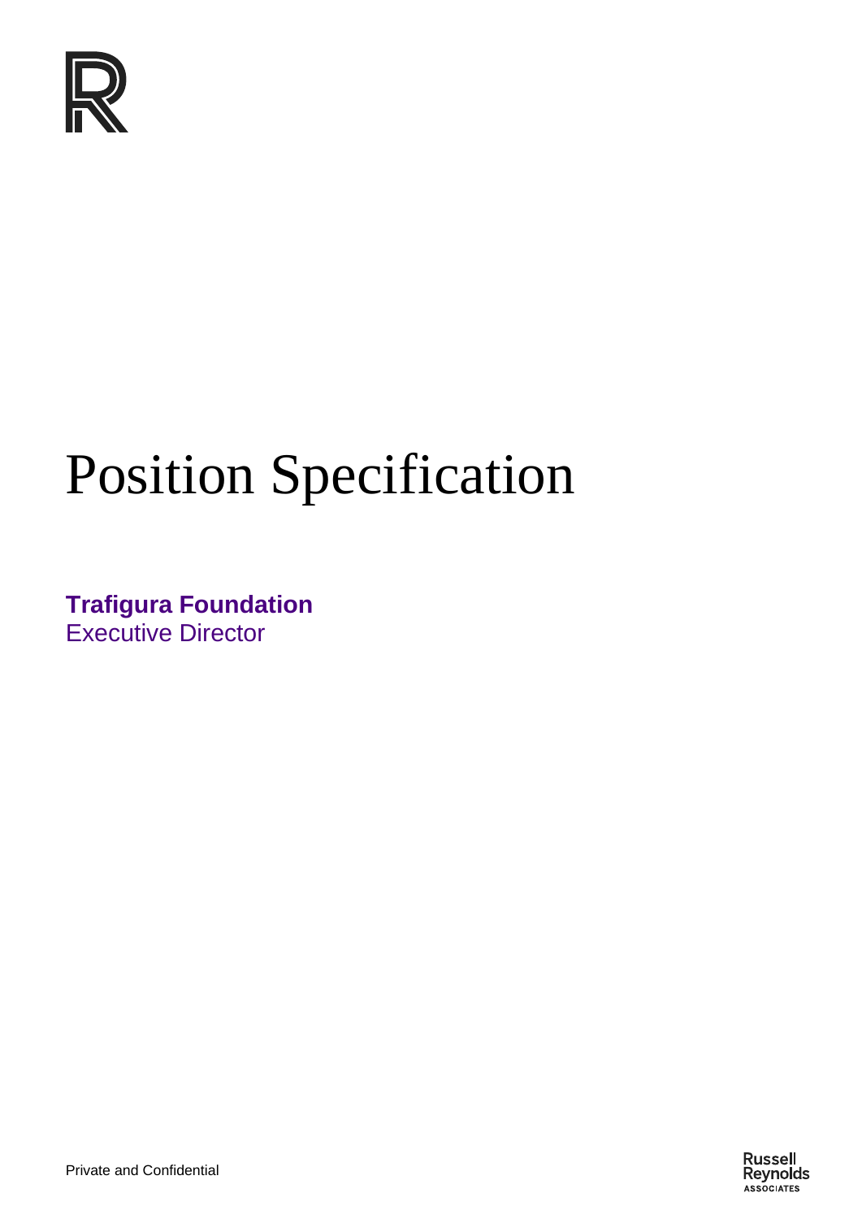# Position Specification

**Trafigura Foundation**
Executive Director

Private and Confidential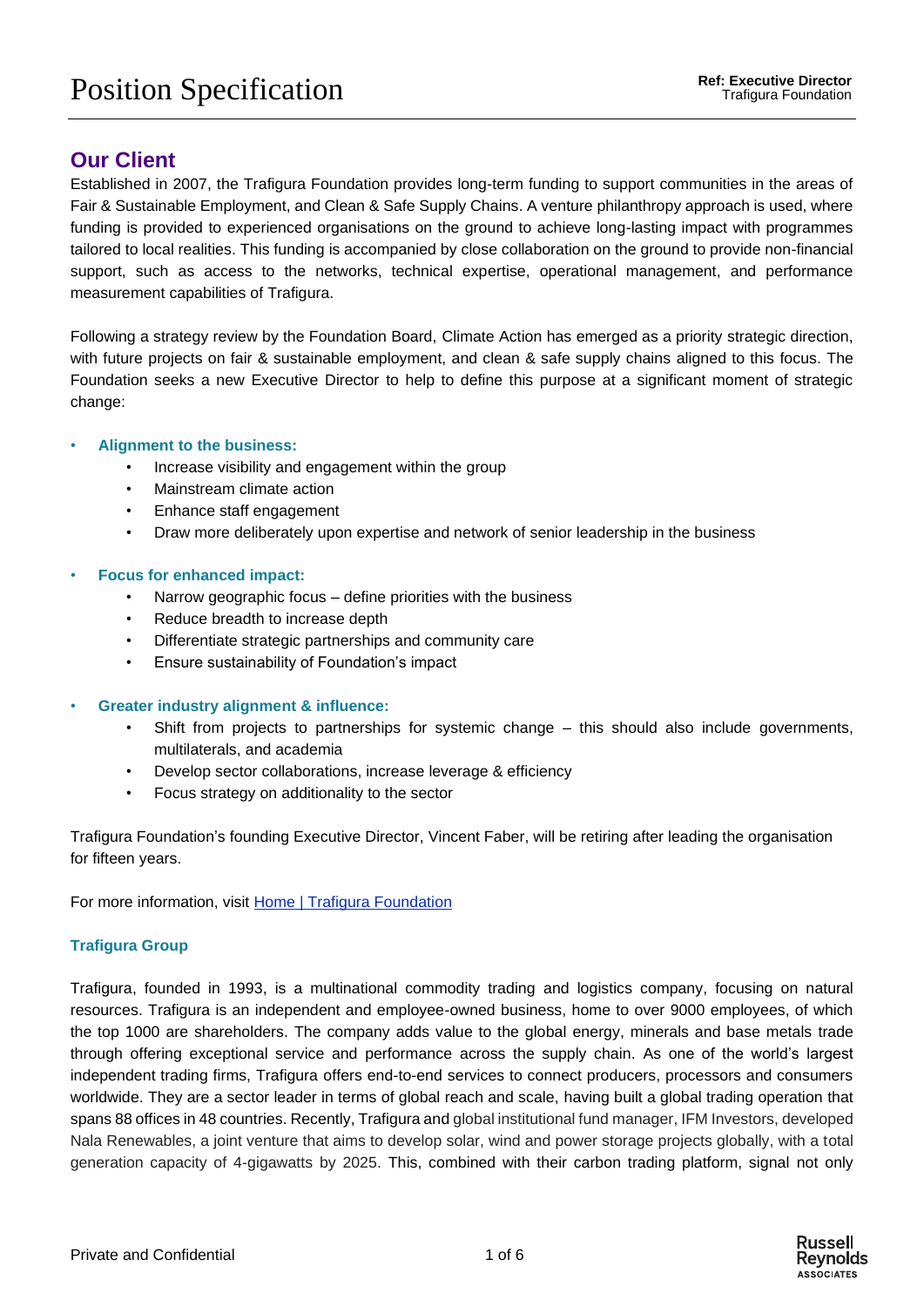## Our Client

Established in 2007, the Trafigura Foundation provides long-term funding to support communities in the areas of Fair & Sustainable Employment, and Clean & Safe Supply Chains. A venture philanthropy approach is used, where funding is provided to experienced organisations on the ground to achieve long-lasting impact with programmes tailored to local realities. This funding is accompanied by close collaboration on the ground to provide non-financial support, such as access to the networks, technical expertise, operational management, and performance measurement capabilities of Trafigura.

Following a strategy review by the Foundation Board, Climate Action has emerged as a priority strategic direction, with future projects on fair & sustainable employment, and clean & safe supply chains aligned to this focus. The Foundation seeks a new Executive Director to help to define this purpose at a significant moment of strategic change:

- **Alignment to the business:**
  - Increase visibility and engagement within the group
  - Mainstream climate action
  - Enhance staff engagement
  - Draw more deliberately upon expertise and network of senior leadership in the business
- **Focus for enhanced impact:**
  - Narrow geographic focus – define priorities with the business
  - Reduce breadth to increase depth
  - Differentiate strategic partnerships and community care
  - Ensure sustainability of Foundation's impact
- **Greater industry alignment & influence:**
  - Shift from projects to partnerships for systemic change – this should also include governments, multilaterals, and academia
  - Develop sector collaborations, increase leverage & efficiency
  - Focus strategy on additionality to the sector

Trafigura Foundation's founding Executive Director, Vincent Faber, will be retiring after leading the organisation for fifteen years.

For more information, visit [Home | Trafigura Foundation]

### Trafigura Group

Trafigura, founded in 1993, is a multinational commodity trading and logistics company, focusing on natural resources. Trafigura is an independent and employee-owned business, home to over 9000 employees, of which the top 1000 are shareholders. The company adds value to the global energy, minerals and base metals trade through offering exceptional service and performance across the supply chain. As one of the world's largest independent trading firms, Trafigura offers end-to-end services to connect producers, processors and consumers worldwide. They are a sector leader in terms of global reach and scale, having built a global trading operation that spans 88 offices in 48 countries. Recently, Trafigura and global institutional fund manager, IFM Investors, developed Nala Renewables, a joint venture that aims to develop solar, wind and power storage projects globally, with a total generation capacity of 4-gigawatts by 2025. This, combined with their carbon trading platform, signal not only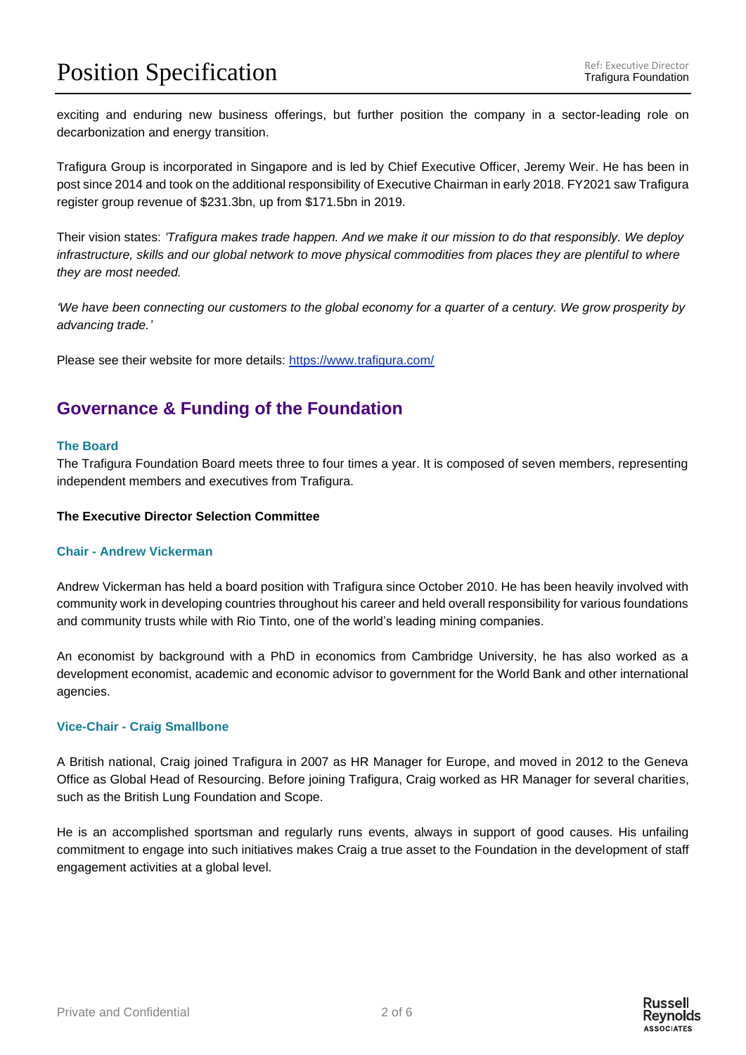exciting and enduring new business offerings, but further position the company in a sector-leading role on decarbonization and energy transition.

Trafigura Group is incorporated in Singapore and is led by Chief Executive Officer, Jeremy Weir. He has been in post since 2014 and took on the additional responsibility of Executive Chairman in early 2018. FY2021 saw Trafigura register group revenue of $231.3bn, up from $171.5bn in 2019.

Their vision states: *'Trafigura makes trade happen. And we make it our mission to do that responsibly. We deploy infrastructure, skills and our global network to move physical commodities from places they are plentiful to where they are most needed.*

*'We have been connecting our customers to the global economy for a quarter of a century. We grow prosperity by advancing trade.'*

Please see their website for more details: https://www.trafigura.com/

## Governance & Funding of the Foundation

### The Board

The Trafigura Foundation Board meets three to four times a year. It is composed of seven members, representing independent members and executives from Trafigura.

**The Executive Director Selection Committee**

### Chair - Andrew Vickerman

Andrew Vickerman has held a board position with Trafigura since October 2010. He has been heavily involved with community work in developing countries throughout his career and held overall responsibility for various foundations and community trusts while with Rio Tinto, one of the world's leading mining companies.

An economist by background with a PhD in economics from Cambridge University, he has also worked as a development economist, academic and economic advisor to government for the World Bank and other international agencies.

### Vice-Chair - Craig Smallbone

A British national, Craig joined Trafigura in 2007 as HR Manager for Europe, and moved in 2012 to the Geneva Office as Global Head of Resourcing. Before joining Trafigura, Craig worked as HR Manager for several charities, such as the British Lung Foundation and Scope.

He is an accomplished sportsman and regularly runs events, always in support of good causes. His unfailing commitment to engage into such initiatives makes Craig a true asset to the Foundation in the development of staff engagement activities at a global level.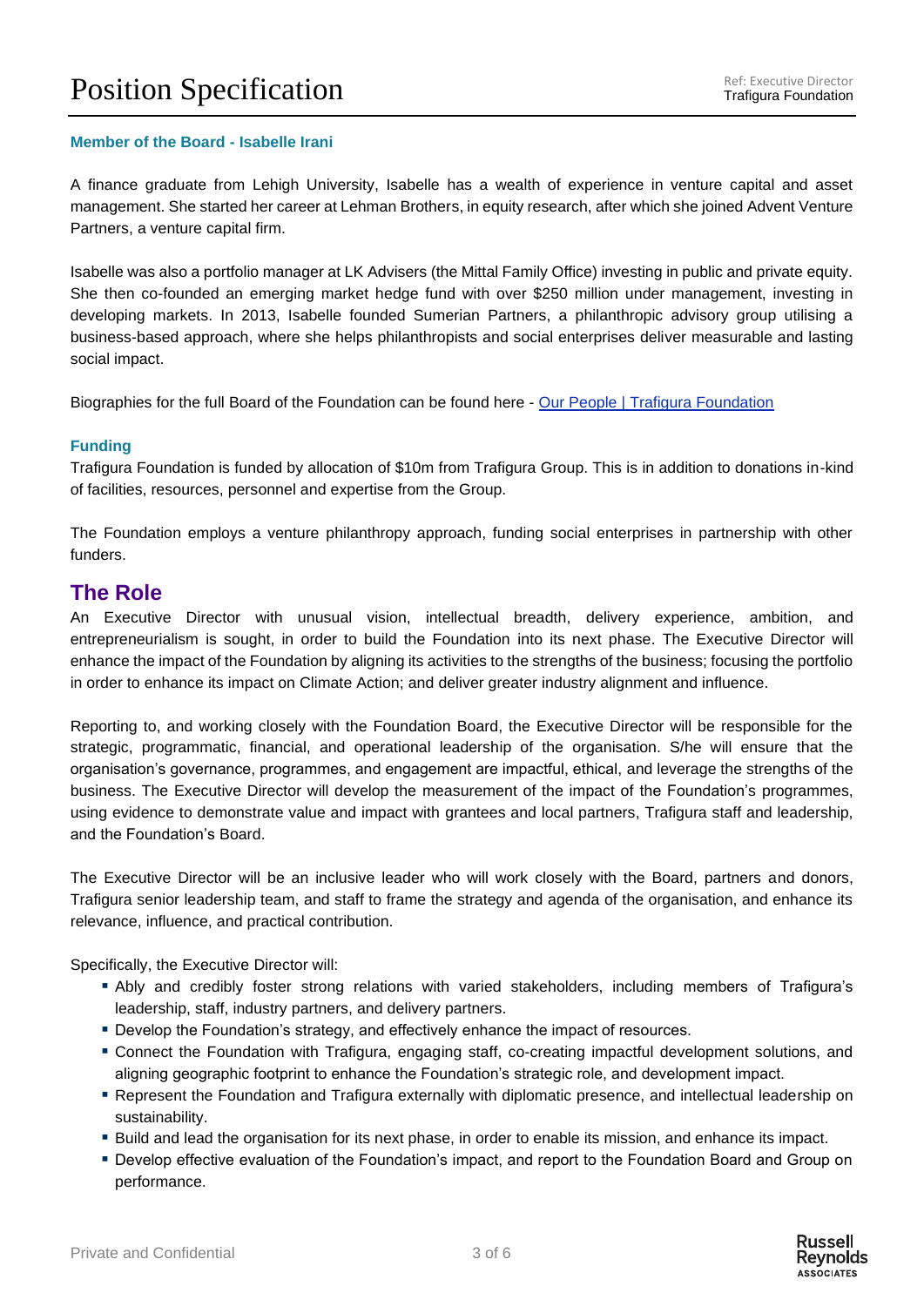### Member of the Board - Isabelle Irani

A finance graduate from Lehigh University, Isabelle has a wealth of experience in venture capital and asset management. She started her career at Lehman Brothers, in equity research, after which she joined Advent Venture Partners, a venture capital firm.

Isabelle was also a portfolio manager at LK Advisers (the Mittal Family Office) investing in public and private equity. She then co-founded an emerging market hedge fund with over $250 million under management, investing in developing markets. In 2013, Isabelle founded Sumerian Partners, a philanthropic advisory group utilising a business-based approach, where she helps philanthropists and social enterprises deliver measurable and lasting social impact.

Biographies for the full Board of the Foundation can be found here - [Our People | Trafigura Foundation]()

### Funding

Trafigura Foundation is funded by allocation of $10m from Trafigura Group. This is in addition to donations in-kind of facilities, resources, personnel and expertise from the Group.

The Foundation employs a venture philanthropy approach, funding social enterprises in partnership with other funders.

## The Role

An Executive Director with unusual vision, intellectual breadth, delivery experience, ambition, and entrepreneurialism is sought, in order to build the Foundation into its next phase. The Executive Director will enhance the impact of the Foundation by aligning its activities to the strengths of the business; focusing the portfolio in order to enhance its impact on Climate Action; and deliver greater industry alignment and influence.

Reporting to, and working closely with the Foundation Board, the Executive Director will be responsible for the strategic, programmatic, financial, and operational leadership of the organisation. S/he will ensure that the organisation's governance, programmes, and engagement are impactful, ethical, and leverage the strengths of the business. The Executive Director will develop the measurement of the impact of the Foundation's programmes, using evidence to demonstrate value and impact with grantees and local partners, Trafigura staff and leadership, and the Foundation's Board.

The Executive Director will be an inclusive leader who will work closely with the Board, partners and donors, Trafigura senior leadership team, and staff to frame the strategy and agenda of the organisation, and enhance its relevance, influence, and practical contribution.

Specifically, the Executive Director will:

- Ably and credibly foster strong relations with varied stakeholders, including members of Trafigura's leadership, staff, industry partners, and delivery partners.
- Develop the Foundation's strategy, and effectively enhance the impact of resources.
- Connect the Foundation with Trafigura, engaging staff, co-creating impactful development solutions, and aligning geographic footprint to enhance the Foundation's strategic role, and development impact.
- Represent the Foundation and Trafigura externally with diplomatic presence, and intellectual leadership on sustainability.
- Build and lead the organisation for its next phase, in order to enable its mission, and enhance its impact.
- Develop effective evaluation of the Foundation's impact, and report to the Foundation Board and Group on performance.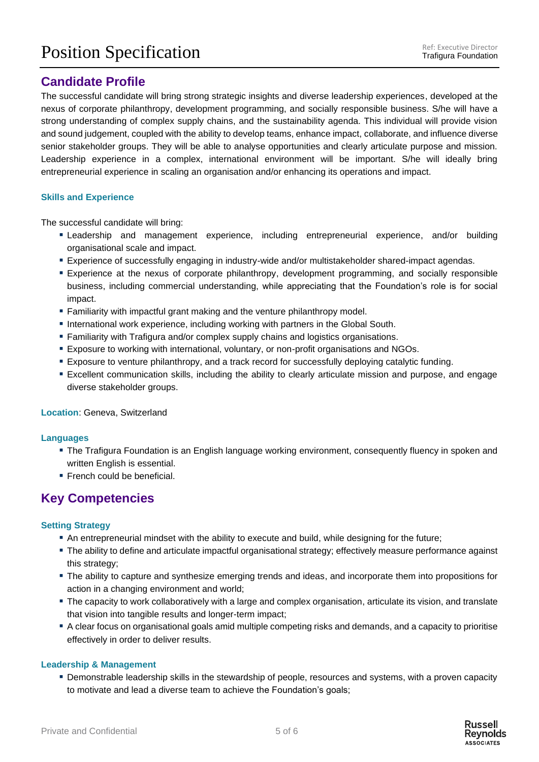## Candidate Profile

The successful candidate will bring strong strategic insights and diverse leadership experiences, developed at the nexus of corporate philanthropy, development programming, and socially responsible business. S/he will have a strong understanding of complex supply chains, and the sustainability agenda. This individual will provide vision and sound judgement, coupled with the ability to develop teams, enhance impact, collaborate, and influence diverse senior stakeholder groups. They will be able to analyse opportunities and clearly articulate purpose and mission. Leadership experience in a complex, international environment will be important. S/he will ideally bring entrepreneurial experience in scaling an organisation and/or enhancing its operations and impact.

### Skills and Experience

The successful candidate will bring:

- Leadership and management experience, including entrepreneurial experience, and/or building organisational scale and impact.
- Experience of successfully engaging in industry-wide and/or multistakeholder shared-impact agendas.
- Experience at the nexus of corporate philanthropy, development programming, and socially responsible business, including commercial understanding, while appreciating that the Foundation's role is for social impact.
- Familiarity with impactful grant making and the venture philanthropy model.
- International work experience, including working with partners in the Global South.
- Familiarity with Trafigura and/or complex supply chains and logistics organisations.
- Exposure to working with international, voluntary, or non-profit organisations and NGOs.
- Exposure to venture philanthropy, and a track record for successfully deploying catalytic funding.
- Excellent communication skills, including the ability to clearly articulate mission and purpose, and engage diverse stakeholder groups.

**Location**: Geneva, Switzerland

### Languages

- The Trafigura Foundation is an English language working environment, consequently fluency in spoken and written English is essential.
- French could be beneficial.

## Key Competencies

### Setting Strategy

- An entrepreneurial mindset with the ability to execute and build, while designing for the future;
- The ability to define and articulate impactful organisational strategy; effectively measure performance against this strategy;
- The ability to capture and synthesize emerging trends and ideas, and incorporate them into propositions for action in a changing environment and world;
- The capacity to work collaboratively with a large and complex organisation, articulate its vision, and translate that vision into tangible results and longer-term impact;
- A clear focus on organisational goals amid multiple competing risks and demands, and a capacity to prioritise effectively in order to deliver results.

### Leadership & Management

- Demonstrable leadership skills in the stewardship of people, resources and systems, with a proven capacity to motivate and lead a diverse team to achieve the Foundation's goals;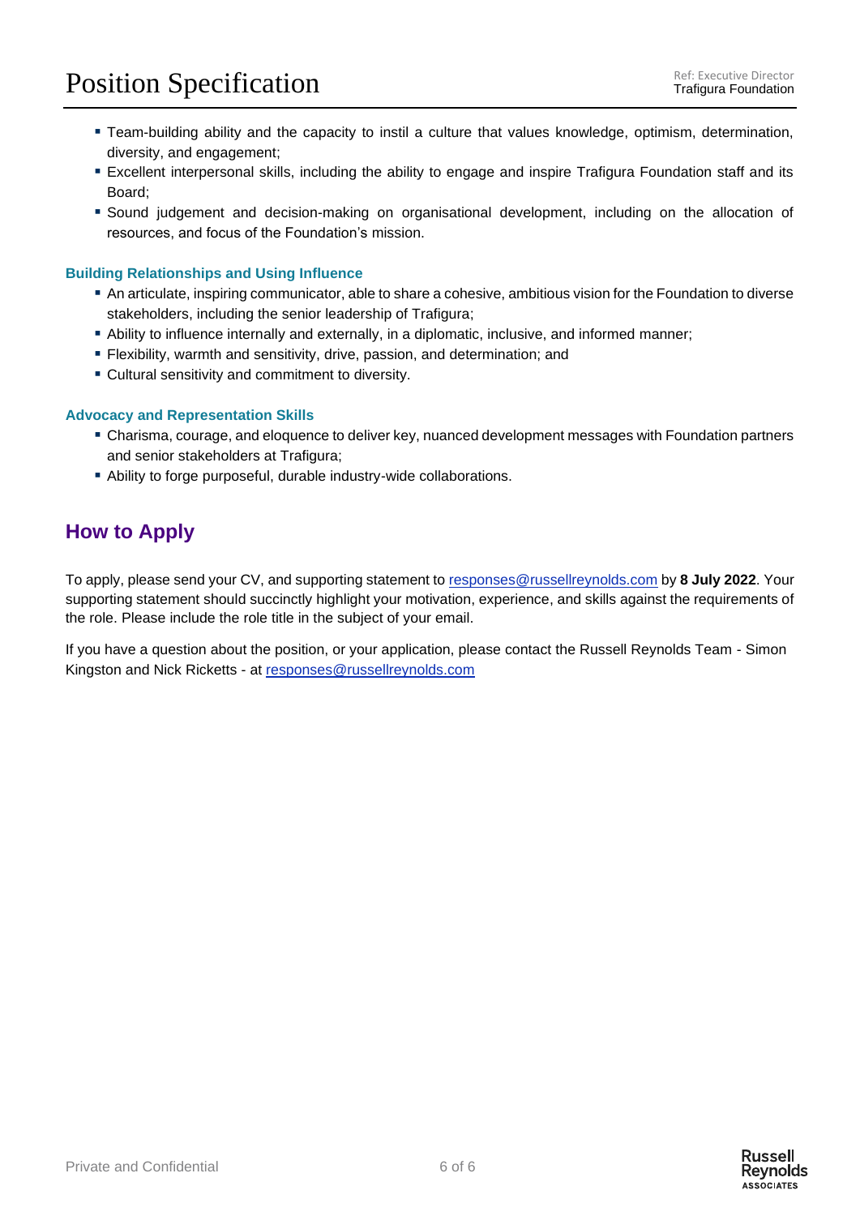- Team-building ability and the capacity to instil a culture that values knowledge, optimism, determination, diversity, and engagement;
- Excellent interpersonal skills, including the ability to engage and inspire Trafigura Foundation staff and its Board;
- Sound judgement and decision-making on organisational development, including on the allocation of resources, and focus of the Foundation's mission.

### Building Relationships and Using Influence

- An articulate, inspiring communicator, able to share a cohesive, ambitious vision for the Foundation to diverse stakeholders, including the senior leadership of Trafigura;
- Ability to influence internally and externally, in a diplomatic, inclusive, and informed manner;
- Flexibility, warmth and sensitivity, drive, passion, and determination; and
- Cultural sensitivity and commitment to diversity.

### Advocacy and Representation Skills

- Charisma, courage, and eloquence to deliver key, nuanced development messages with Foundation partners and senior stakeholders at Trafigura;
- Ability to forge purposeful, durable industry-wide collaborations.

## How to Apply

To apply, please send your CV, and supporting statement to responses@russellreynolds.com by **8 July 2022**. Your supporting statement should succinctly highlight your motivation, experience, and skills against the requirements of the role. Please include the role title in the subject of your email.

If you have a question about the position, or your application, please contact the Russell Reynolds Team - Simon Kingston and Nick Ricketts - at responses@russellreynolds.com